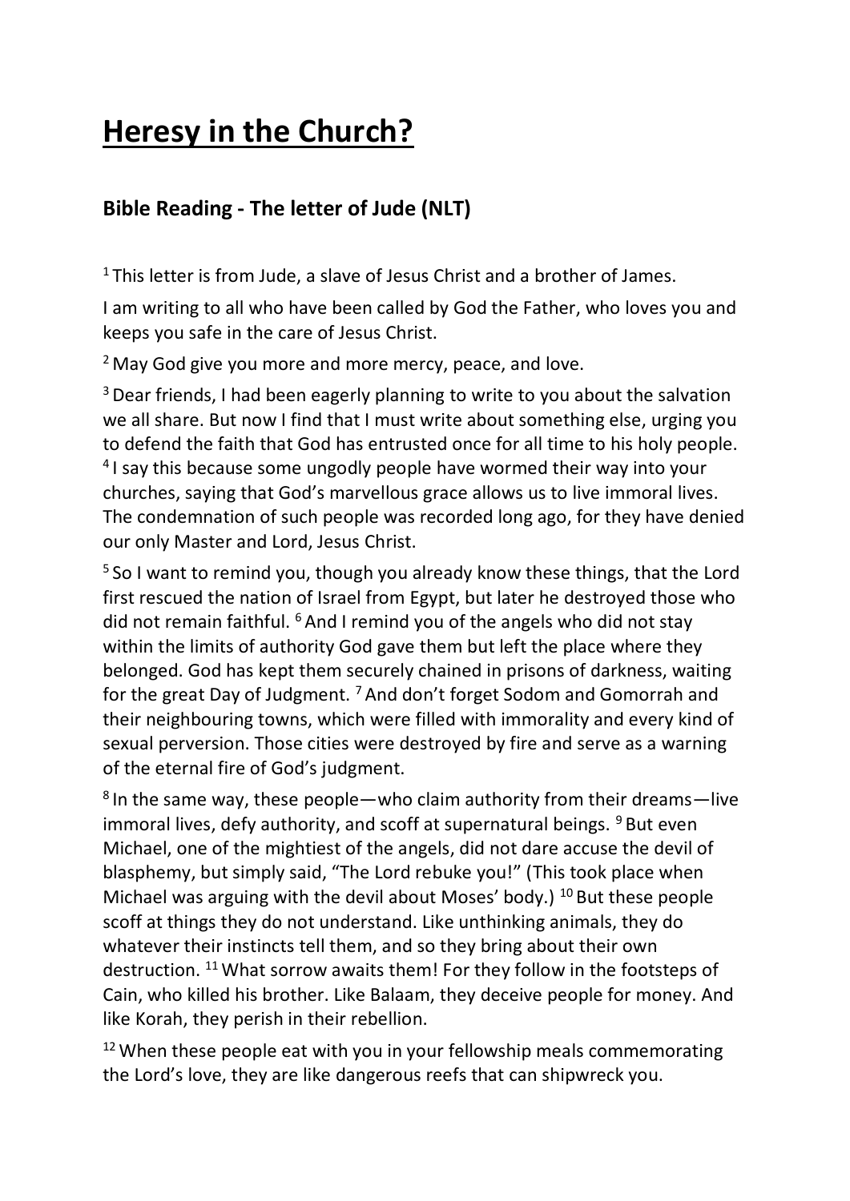# Heresy in the Church?

## Bible Reading - The letter of Jude (NLT)

[1] This letter is from Jude, a slave of Jesus Christ and a brother of James.

I am writing to all who have been called by God the Father, who loves you and keeps you safe in the care of Jesus Christ.

[2] May God give you more and more mercy, peace, and love.

[3] Dear friends, I had been eagerly planning to write to you about the salvation we all share. But now I find that I must write about something else, urging you to defend the faith that God has entrusted once for all time to his holy people. [4] I say this because some ungodly people have wormed their way into your churches, saying that God's marvellous grace allows us to live immoral lives. The condemnation of such people was recorded long ago, for they have denied our only Master and Lord, Jesus Christ.

[5] So I want to remind you, though you already know these things, that the Lord first rescued the nation of Israel from Egypt, but later he destroyed those who did not remain faithful. [6] And I remind you of the angels who did not stay within the limits of authority God gave them but left the place where they belonged. God has kept them securely chained in prisons of darkness, waiting for the great Day of Judgment. [7] And don't forget Sodom and Gomorrah and their neighbouring towns, which were filled with immorality and every kind of sexual perversion. Those cities were destroyed by fire and serve as a warning of the eternal fire of God's judgment.

[8] In the same way, these people—who claim authority from their dreams—live immoral lives, defy authority, and scoff at supernatural beings. [9] But even Michael, one of the mightiest of the angels, did not dare accuse the devil of blasphemy, but simply said, "The Lord rebuke you!" (This took place when Michael was arguing with the devil about Moses' body.) [10] But these people scoff at things they do not understand. Like unthinking animals, they do whatever their instincts tell them, and so they bring about their own destruction. [11] What sorrow awaits them! For they follow in the footsteps of Cain, who killed his brother. Like Balaam, they deceive people for money. And like Korah, they perish in their rebellion.

[12] When these people eat with you in your fellowship meals commemorating the Lord's love, they are like dangerous reefs that can shipwreck you.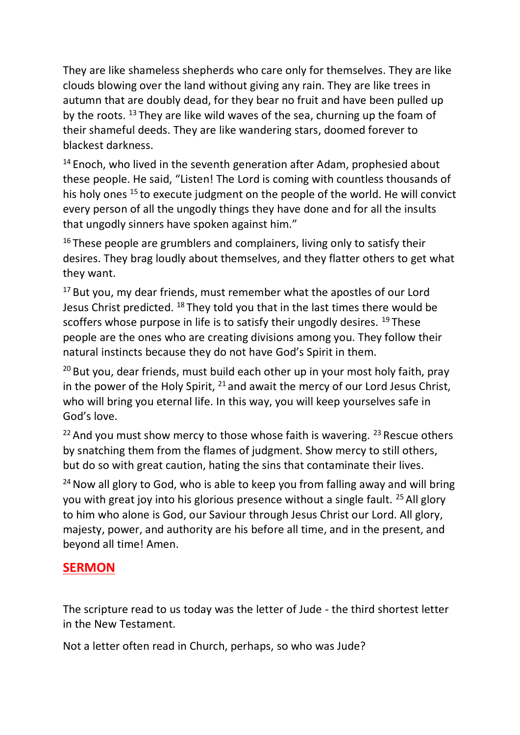They are like shameless shepherds who care only for themselves. They are like clouds blowing over the land without giving any rain. They are like trees in autumn that are doubly dead, for they bear no fruit and have been pulled up by the roots. [13] They are like wild waves of the sea, churning up the foam of their shameful deeds. They are like wandering stars, doomed forever to blackest darkness.

[14] Enoch, who lived in the seventh generation after Adam, prophesied about these people. He said, "Listen! The Lord is coming with countless thousands of his holy ones [15] to execute judgment on the people of the world. He will convict every person of all the ungodly things they have done and for all the insults that ungodly sinners have spoken against him."

[16] These people are grumblers and complainers, living only to satisfy their desires. They brag loudly about themselves, and they flatter others to get what they want.

[17] But you, my dear friends, must remember what the apostles of our Lord Jesus Christ predicted. [18] They told you that in the last times there would be scoffers whose purpose in life is to satisfy their ungodly desires. [19] These people are the ones who are creating divisions among you. They follow their natural instincts because they do not have God's Spirit in them.

[20] But you, dear friends, must build each other up in your most holy faith, pray in the power of the Holy Spirit, [21] and await the mercy of our Lord Jesus Christ, who will bring you eternal life. In this way, you will keep yourselves safe in God's love.

[22] And you must show mercy to those whose faith is wavering. [23] Rescue others by snatching them from the flames of judgment. Show mercy to still others, but do so with great caution, hating the sins that contaminate their lives.

[24] Now all glory to God, who is able to keep you from falling away and will bring you with great joy into his glorious presence without a single fault. [25] All glory to him who alone is God, our Saviour through Jesus Christ our Lord. All glory, majesty, power, and authority are his before all time, and in the present, and beyond all time! Amen.

## SERMON

The scripture read to us today was the letter of Jude - the third shortest letter in the New Testament.

Not a letter often read in Church, perhaps, so who was Jude?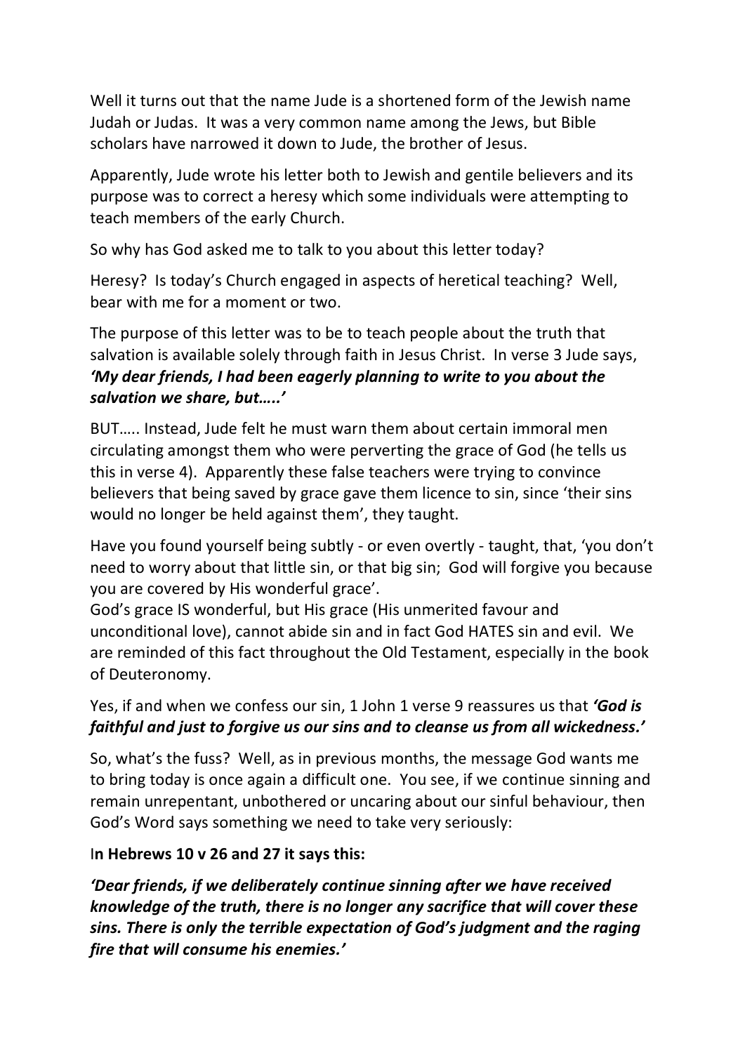Well it turns out that the name Jude is a shortened form of the Jewish name Judah or Judas. It was a very common name among the Jews, but Bible scholars have narrowed it down to Jude, the brother of Jesus.

Apparently, Jude wrote his letter both to Jewish and gentile believers and its purpose was to correct a heresy which some individuals were attempting to teach members of the early Church.

So why has God asked me to talk to you about this letter today?

Heresy? Is today's Church engaged in aspects of heretical teaching? Well, bear with me for a moment or two.

The purpose of this letter was to be to teach people about the truth that salvation is available solely through faith in Jesus Christ. In verse 3 Jude says, ***'My dear friends, I had been eagerly planning to write to you about the salvation we share, but…..'***

BUT….. Instead, Jude felt he must warn them about certain immoral men circulating amongst them who were perverting the grace of God (he tells us this in verse 4). Apparently these false teachers were trying to convince believers that being saved by grace gave them licence to sin, since 'their sins would no longer be held against them', they taught.

Have you found yourself being subtly - or even overtly - taught, that, 'you don't need to worry about that little sin, or that big sin; God will forgive you because you are covered by His wonderful grace'.
God's grace IS wonderful, but His grace (His unmerited favour and unconditional love), cannot abide sin and in fact God HATES sin and evil. We are reminded of this fact throughout the Old Testament, especially in the book of Deuteronomy.

Yes, if and when we confess our sin, 1 John 1 verse 9 reassures us that ***'God is faithful and just to forgive us our sins and to cleanse us from all wickedness.'***

So, what's the fuss? Well, as in previous months, the message God wants me to bring today is once again a difficult one. You see, if we continue sinning and remain unrepentant, unbothered or uncaring about our sinful behaviour, then God's Word says something we need to take very seriously:

I**n Hebrews 10 v 26 and 27 it says this:**

***'Dear friends, if we deliberately continue sinning after we have received knowledge of the truth, there is no longer any sacrifice that will cover these sins. There is only the terrible expectation of God's judgment and the raging fire that will consume his enemies.'***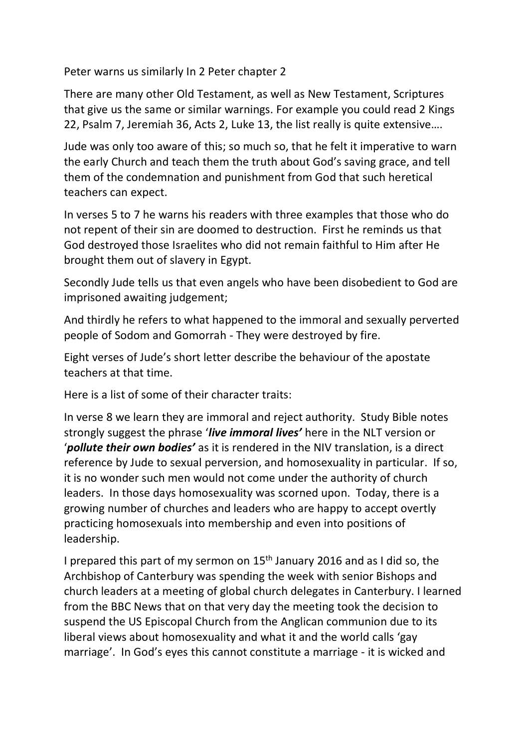Peter warns us similarly In 2 Peter chapter 2

There are many other Old Testament, as well as New Testament, Scriptures that give us the same or similar warnings. For example you could read 2 Kings 22, Psalm 7, Jeremiah 36, Acts 2, Luke 13, the list really is quite extensive….

Jude was only too aware of this; so much so, that he felt it imperative to warn the early Church and teach them the truth about God's saving grace, and tell them of the condemnation and punishment from God that such heretical teachers can expect.

In verses 5 to 7 he warns his readers with three examples that those who do not repent of their sin are doomed to destruction. First he reminds us that God destroyed those Israelites who did not remain faithful to Him after He brought them out of slavery in Egypt.

Secondly Jude tells us that even angels who have been disobedient to God are imprisoned awaiting judgement;

And thirdly he refers to what happened to the immoral and sexually perverted people of Sodom and Gomorrah - They were destroyed by fire.

Eight verses of Jude's short letter describe the behaviour of the apostate teachers at that time.

Here is a list of some of their character traits:

In verse 8 we learn they are immoral and reject authority. Study Bible notes strongly suggest the phrase '***live immoral lives'*** here in the NLT version or '***pollute their own bodies'*** as it is rendered in the NIV translation, is a direct reference by Jude to sexual perversion, and homosexuality in particular. If so, it is no wonder such men would not come under the authority of church leaders. In those days homosexuality was scorned upon. Today, there is a growing number of churches and leaders who are happy to accept overtly practicing homosexuals into membership and even into positions of leadership.

I prepared this part of my sermon on 15th January 2016 and as I did so, the Archbishop of Canterbury was spending the week with senior Bishops and church leaders at a meeting of global church delegates in Canterbury. I learned from the BBC News that on that very day the meeting took the decision to suspend the US Episcopal Church from the Anglican communion due to its liberal views about homosexuality and what it and the world calls 'gay marriage'. In God's eyes this cannot constitute a marriage - it is wicked and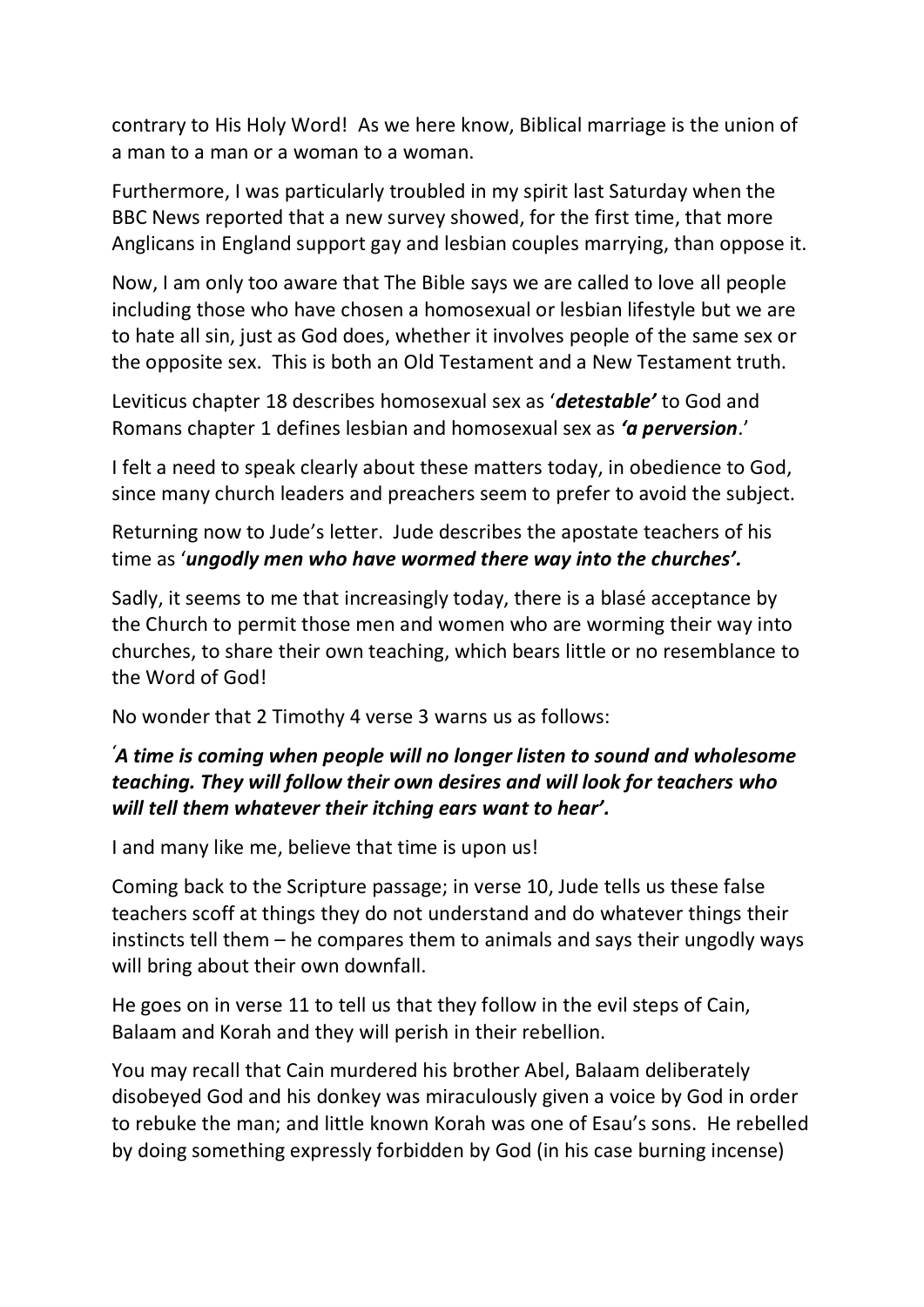contrary to His Holy Word! As we here know, Biblical marriage is the union of a man to a man or a woman to a woman.

Furthermore, I was particularly troubled in my spirit last Saturday when the BBC News reported that a new survey showed, for the first time, that more Anglicans in England support gay and lesbian couples marrying, than oppose it.

Now, I am only too aware that The Bible says we are called to love all people including those who have chosen a homosexual or lesbian lifestyle but we are to hate all sin, just as God does, whether it involves people of the same sex or the opposite sex. This is both an Old Testament and a New Testament truth.

Leviticus chapter 18 describes homosexual sex as '***detestable'*** to God and Romans chapter 1 defines lesbian and homosexual sex as ***'a perversion***.'

I felt a need to speak clearly about these matters today, in obedience to God, since many church leaders and preachers seem to prefer to avoid the subject.

Returning now to Jude's letter. Jude describes the apostate teachers of his time as '***ungodly men who have wormed there way into the churches'.***

Sadly, it seems to me that increasingly today, there is a blasé acceptance by the Church to permit those men and women who are worming their way into churches, to share their own teaching, which bears little or no resemblance to the Word of God!

No wonder that 2 Timothy 4 verse 3 warns us as follows:

***'A time is coming when people will no longer listen to sound and wholesome teaching. They will follow their own desires and will look for teachers who will tell them whatever their itching ears want to hear'.***

I and many like me, believe that time is upon us!

Coming back to the Scripture passage; in verse 10, Jude tells us these false teachers scoff at things they do not understand and do whatever things their instincts tell them – he compares them to animals and says their ungodly ways will bring about their own downfall.

He goes on in verse 11 to tell us that they follow in the evil steps of Cain, Balaam and Korah and they will perish in their rebellion.

You may recall that Cain murdered his brother Abel, Balaam deliberately disobeyed God and his donkey was miraculously given a voice by God in order to rebuke the man; and little known Korah was one of Esau's sons. He rebelled by doing something expressly forbidden by God (in his case burning incense)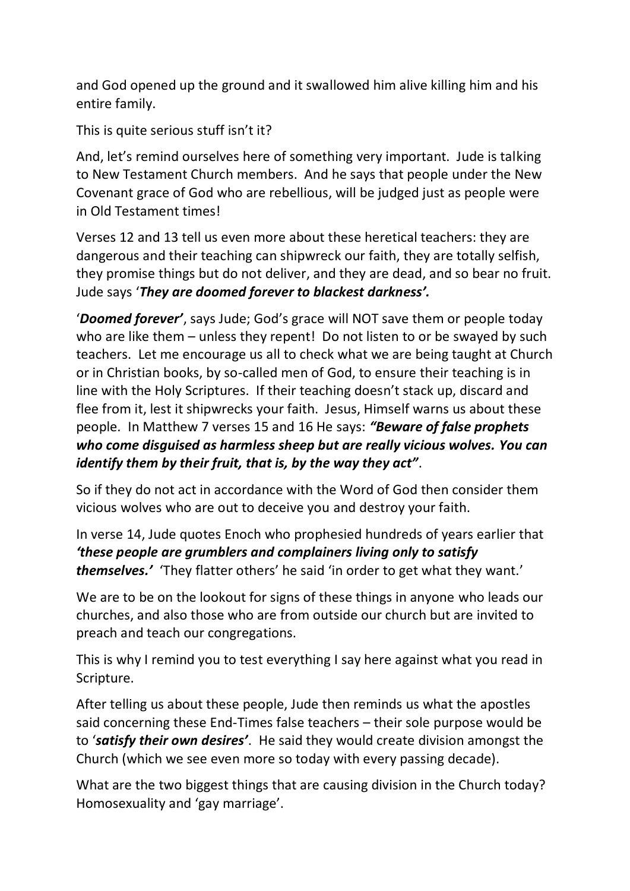and God opened up the ground and it swallowed him alive killing him and his entire family.

This is quite serious stuff isn't it?

And, let's remind ourselves here of something very important. Jude is talking to New Testament Church members. And he says that people under the New Covenant grace of God who are rebellious, will be judged just as people were in Old Testament times!

Verses 12 and 13 tell us even more about these heretical teachers: they are dangerous and their teaching can shipwreck our faith, they are totally selfish, they promise things but do not deliver, and they are dead, and so bear no fruit. Jude says '***They are doomed forever to blackest darkness'.***

'***Doomed forever'***, says Jude; God's grace will NOT save them or people today who are like them – unless they repent! Do not listen to or be swayed by such teachers. Let me encourage us all to check what we are being taught at Church or in Christian books, by so-called men of God, to ensure their teaching is in line with the Holy Scriptures. If their teaching doesn't stack up, discard and flee from it, lest it shipwrecks your faith. Jesus, Himself warns us about these people. In Matthew 7 verses 15 and 16 He says: ***"Beware of false prophets who come disguised as harmless sheep but are really vicious wolves. You can identify them by their fruit, that is, by the way they act"***.

So if they do not act in accordance with the Word of God then consider them vicious wolves who are out to deceive you and destroy your faith.

In verse 14, Jude quotes Enoch who prophesied hundreds of years earlier that ***'these people are grumblers and complainers living only to satisfy themselves.'*** 'They flatter others' he said 'in order to get what they want.'

We are to be on the lookout for signs of these things in anyone who leads our churches, and also those who are from outside our church but are invited to preach and teach our congregations.

This is why I remind you to test everything I say here against what you read in Scripture.

After telling us about these people, Jude then reminds us what the apostles said concerning these End-Times false teachers – their sole purpose would be to '***satisfy their own desires'***. He said they would create division amongst the Church (which we see even more so today with every passing decade).

What are the two biggest things that are causing division in the Church today? Homosexuality and 'gay marriage'.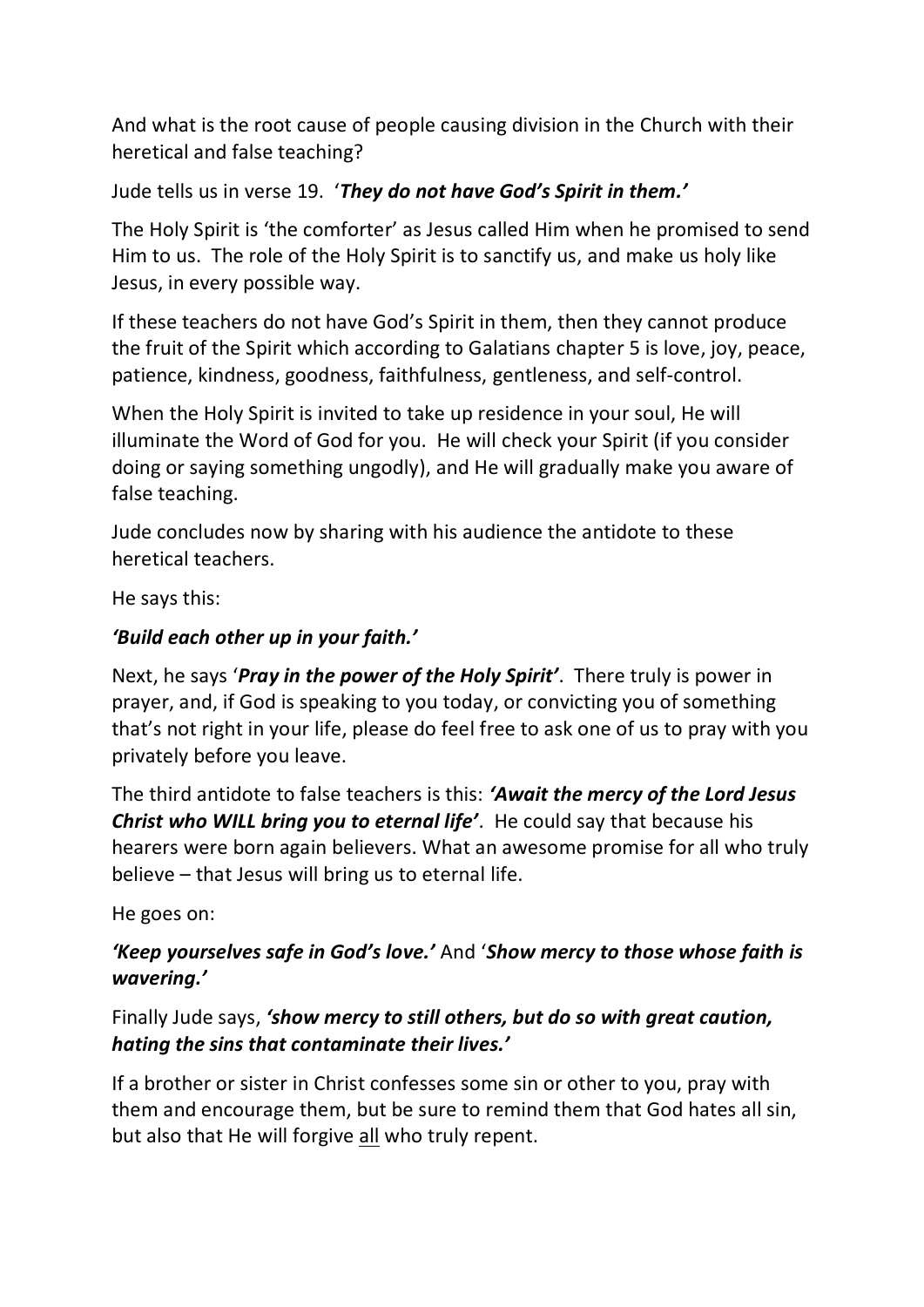And what is the root cause of people causing division in the Church with their heretical and false teaching?

Jude tells us in verse 19. '***They do not have God's Spirit in them.'***

The Holy Spirit is 'the comforter' as Jesus called Him when he promised to send Him to us. The role of the Holy Spirit is to sanctify us, and make us holy like Jesus, in every possible way.

If these teachers do not have God's Spirit in them, then they cannot produce the fruit of the Spirit which according to Galatians chapter 5 is love, joy, peace, patience, kindness, goodness, faithfulness, gentleness, and self-control.

When the Holy Spirit is invited to take up residence in your soul, He will illuminate the Word of God for you. He will check your Spirit (if you consider doing or saying something ungodly), and He will gradually make you aware of false teaching.

Jude concludes now by sharing with his audience the antidote to these heretical teachers.

He says this:

***'Build each other up in your faith.'***

Next, he says '***Pray in the power of the Holy Spirit'***. There truly is power in prayer, and, if God is speaking to you today, or convicting you of something that's not right in your life, please do feel free to ask one of us to pray with you privately before you leave.

The third antidote to false teachers is this: ***'Await the mercy of the Lord Jesus Christ who WILL bring you to eternal life'***. He could say that because his hearers were born again believers. What an awesome promise for all who truly believe – that Jesus will bring us to eternal life.

He goes on:

***'Keep yourselves safe in God's love.'*** And '***Show mercy to those whose faith is wavering.'***

Finally Jude says, ***'show mercy to still others, but do so with great caution, hating the sins that contaminate their lives.'***

If a brother or sister in Christ confesses some sin or other to you, pray with them and encourage them, but be sure to remind them that God hates all sin, but also that He will forgive <u>all</u> who truly repent.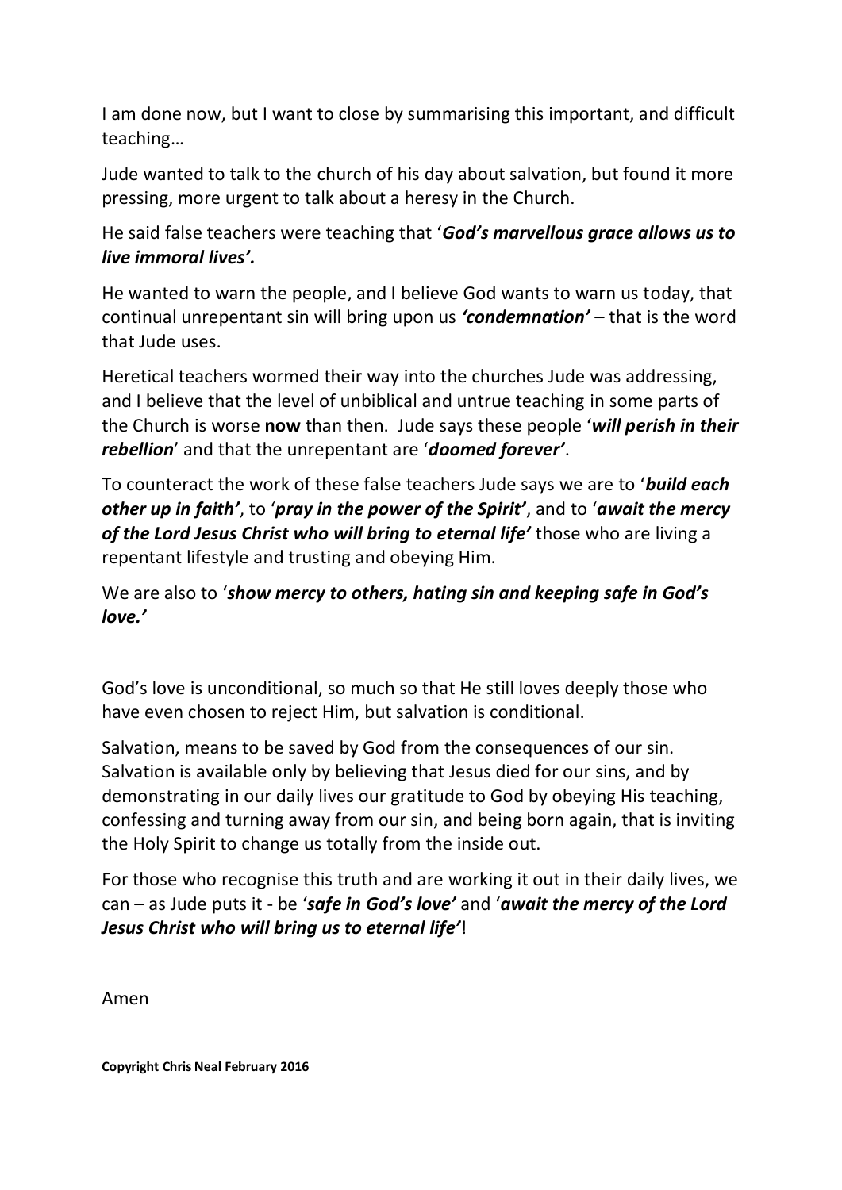I am done now, but I want to close by summarising this important, and difficult teaching…

Jude wanted to talk to the church of his day about salvation, but found it more pressing, more urgent to talk about a heresy in the Church.

He said false teachers were teaching that '***God's marvellous grace allows us to live immoral lives'.***

He wanted to warn the people, and I believe God wants to warn us today, that continual unrepentant sin will bring upon us ***'condemnation'*** – that is the word that Jude uses.

Heretical teachers wormed their way into the churches Jude was addressing, and I believe that the level of unbiblical and untrue teaching in some parts of the Church is worse **now** than then. Jude says these people '***will perish in their rebellion***' and that the unrepentant are '***doomed forever'***.

To counteract the work of these false teachers Jude says we are to '***build each other up in faith'***, to '***pray in the power of the Spirit'***, and to '***await the mercy of the Lord Jesus Christ who will bring to eternal life'*** those who are living a repentant lifestyle and trusting and obeying Him.

We are also to '***show mercy to others, hating sin and keeping safe in God's love.'***

God's love is unconditional, so much so that He still loves deeply those who have even chosen to reject Him, but salvation is conditional.

Salvation, means to be saved by God from the consequences of our sin. Salvation is available only by believing that Jesus died for our sins, and by demonstrating in our daily lives our gratitude to God by obeying His teaching, confessing and turning away from our sin, and being born again, that is inviting the Holy Spirit to change us totally from the inside out.

For those who recognise this truth and are working it out in their daily lives, we can – as Jude puts it - be '***safe in God's love'*** and '***await the mercy of the Lord Jesus Christ who will bring us to eternal life'***!

Amen

**Copyright Chris Neal February 2016**